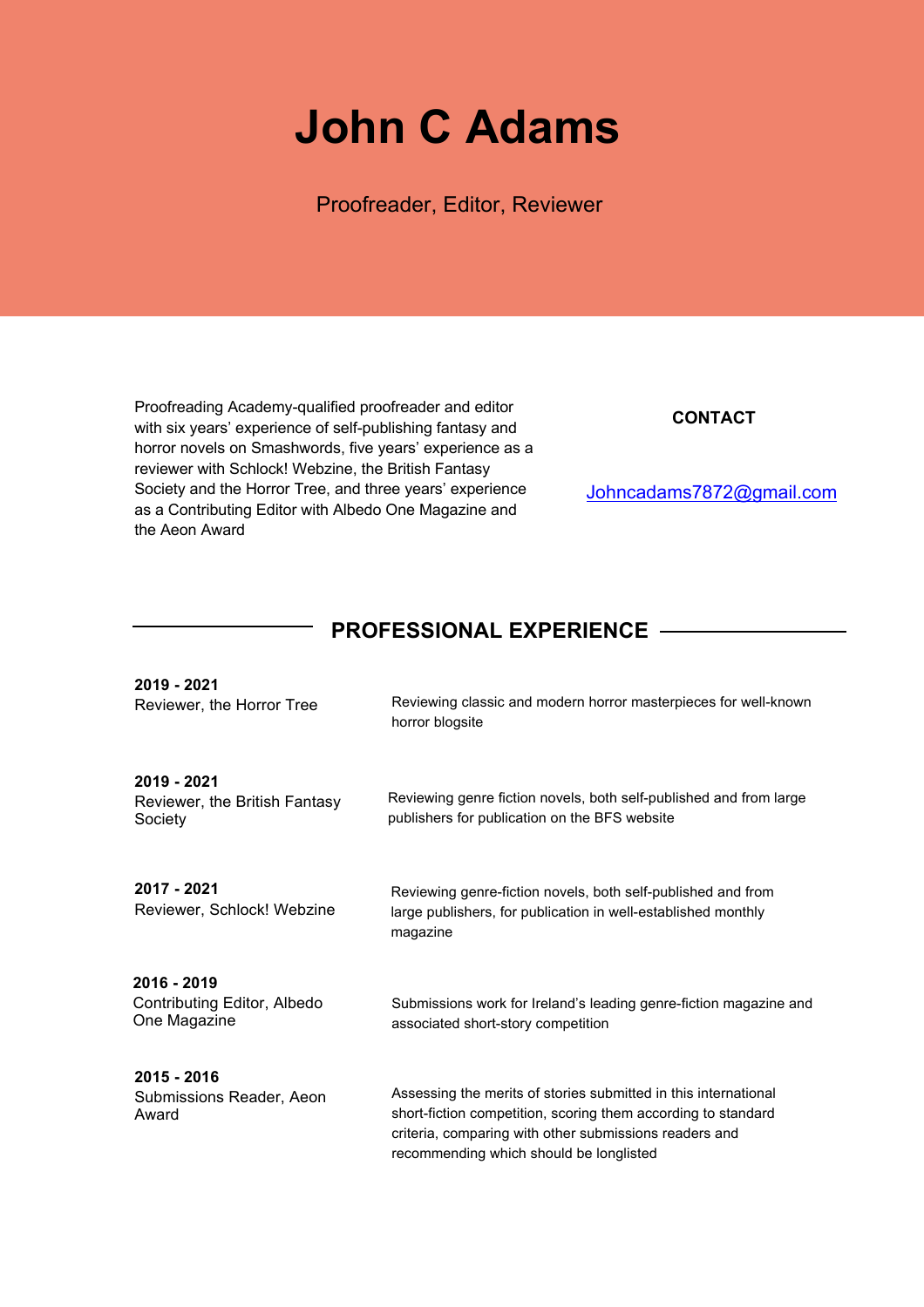# John C Adams

Proofreader, Editor, Reviewer

Proofreading Academy-qualified proofreader and editor with six years' experience of self-publishing fantasy and horror novels on Smashwords, five years' experience as a reviewer with Schlock! Webzine, the British Fantasy Society and the Horror Tree, and three years' experience as a Contributing Editor with Albedo One Magazine and the Aeon Award

**CONTACT**

Johncadams7872@gmail.com

## PROFESSIONAL EXPERIENCE

**2019 - 2021**
Reviewer, the Horror Tree

Reviewing classic and modern horror masterpieces for well-known horror blogsite

**2019 - 2021**
Reviewer, the British Fantasy Society

Reviewing genre fiction novels, both self-published and from large publishers for publication on the BFS website

**2017 - 2021**
Reviewer, Schlock! Webzine

Reviewing genre-fiction novels, both self-published and from large publishers, for publication in well-established monthly magazine

**2016 - 2019**
Contributing Editor, Albedo One Magazine

Submissions work for Ireland's leading genre-fiction magazine and associated short-story competition

**2015 - 2016**
Submissions Reader, Aeon Award

Assessing the merits of stories submitted in this international short-fiction competition, scoring them according to standard criteria, comparing with other submissions readers and recommending which should be longlisted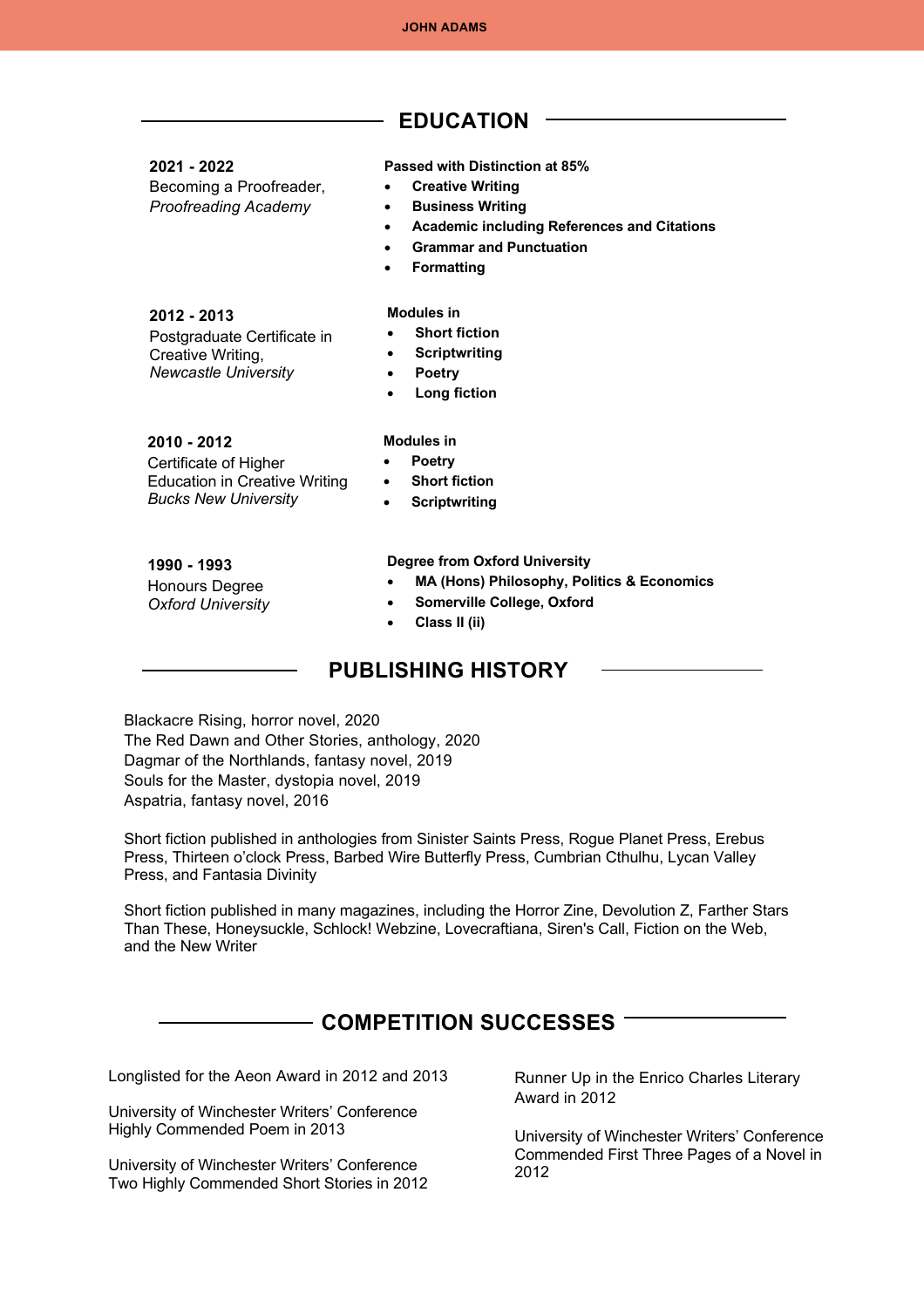## EDUCATION

**2021 - 2022**
Becoming a Proofreader,
*Proofreading Academy*

**Passed with Distinction at 85%**

- **Creative Writing**
- **Business Writing**
- **Academic including References and Citations**
- **Grammar and Punctuation**
- **Formatting**

**2012 - 2013**
Postgraduate Certificate in Creative Writing,
*Newcastle University*

**Modules in**

- **Short fiction**
- **Scriptwriting**
- **Poetry**
- **Long fiction**

**2010 - 2012**
Certificate of Higher Education in Creative Writing
*Bucks New University*

**Modules in**

- **Poetry**
- **Short fiction**
- **Scriptwriting**

**1990 - 1993**
Honours Degree
*Oxford University*

**Degree from Oxford University**

- **MA (Hons) Philosophy, Politics & Economics**
- **Somerville College, Oxford**
- **Class II (ii)**

## PUBLISHING HISTORY

Blackacre Rising, horror novel, 2020
The Red Dawn and Other Stories, anthology, 2020
Dagmar of the Northlands, fantasy novel, 2019
Souls for the Master, dystopia novel, 2019
Aspatria, fantasy novel, 2016

Short fiction published in anthologies from Sinister Saints Press, Rogue Planet Press, Erebus Press, Thirteen o'clock Press, Barbed Wire Butterfly Press, Cumbrian Cthulhu, Lycan Valley Press, and Fantasia Divinity

Short fiction published in many magazines, including the Horror Zine, Devolution Z, Farther Stars Than These, Honeysuckle, Schlock! Webzine, Lovecraftiana, Siren's Call, Fiction on the Web, and the New Writer

## COMPETITION SUCCESSES

Longlisted for the Aeon Award in 2012 and 2013

University of Winchester Writers' Conference Highly Commended Poem in 2013

University of Winchester Writers' Conference Two Highly Commended Short Stories in 2012

Runner Up in the Enrico Charles Literary Award in 2012

University of Winchester Writers' Conference Commended First Three Pages of a Novel in 2012